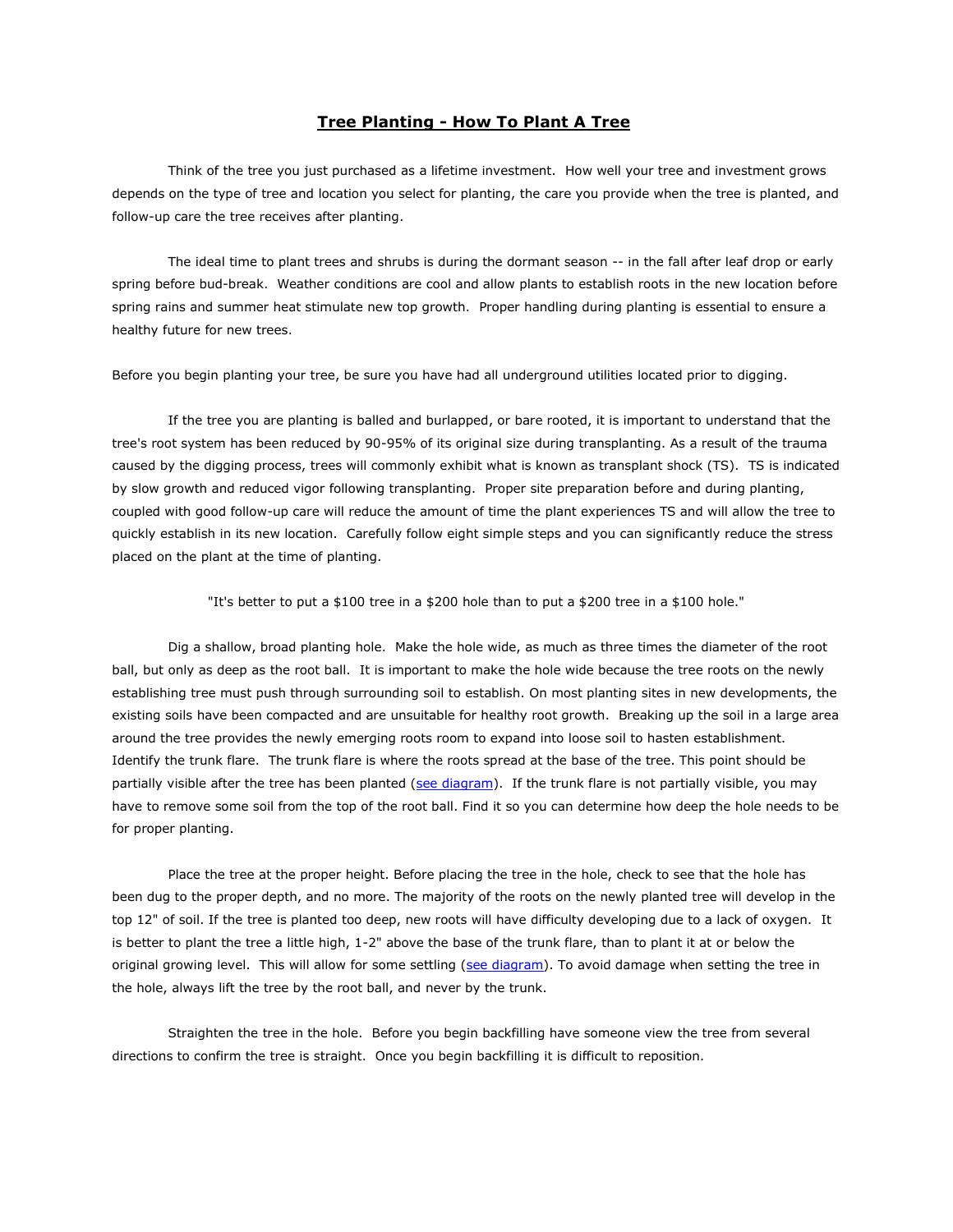# Tree Planting - How To Plant A Tree

Think of the tree you just purchased as a lifetime investment. How well your tree and investment grows depends on the type of tree and location you select for planting, the care you provide when the tree is planted, and follow-up care the tree receives after planting.

The ideal time to plant trees and shrubs is during the dormant season -- in the fall after leaf drop or early spring before bud-break. Weather conditions are cool and allow plants to establish roots in the new location before spring rains and summer heat stimulate new top growth. Proper handling during planting is essential to ensure a healthy future for new trees.

Before you begin planting your tree, be sure you have had all underground utilities located prior to digging.

If the tree you are planting is balled and burlapped, or bare rooted, it is important to understand that the tree's root system has been reduced by 90-95% of its original size during transplanting. As a result of the trauma caused by the digging process, trees will commonly exhibit what is known as transplant shock (TS). TS is indicated by slow growth and reduced vigor following transplanting. Proper site preparation before and during planting, coupled with good follow-up care will reduce the amount of time the plant experiences TS and will allow the tree to quickly establish in its new location. Carefully follow eight simple steps and you can significantly reduce the stress placed on the plant at the time of planting.

"It's better to put a $100 tree in a $200 hole than to put a $200 tree in a $100 hole."

Dig a shallow, broad planting hole. Make the hole wide, as much as three times the diameter of the root ball, but only as deep as the root ball. It is important to make the hole wide because the tree roots on the newly establishing tree must push through surrounding soil to establish. On most planting sites in new developments, the existing soils have been compacted and are unsuitable for healthy root growth. Breaking up the soil in a large area around the tree provides the newly emerging roots room to expand into loose soil to hasten establishment. Identify the trunk flare. The trunk flare is where the roots spread at the base of the tree. This point should be partially visible after the tree has been planted (see diagram). If the trunk flare is not partially visible, you may have to remove some soil from the top of the root ball. Find it so you can determine how deep the hole needs to be for proper planting.

Place the tree at the proper height. Before placing the tree in the hole, check to see that the hole has been dug to the proper depth, and no more. The majority of the roots on the newly planted tree will develop in the top 12" of soil. If the tree is planted too deep, new roots will have difficulty developing due to a lack of oxygen. It is better to plant the tree a little high, 1-2" above the base of the trunk flare, than to plant it at or below the original growing level. This will allow for some settling (see diagram). To avoid damage when setting the tree in the hole, always lift the tree by the root ball, and never by the trunk.

Straighten the tree in the hole. Before you begin backfilling have someone view the tree from several directions to confirm the tree is straight. Once you begin backfilling it is difficult to reposition.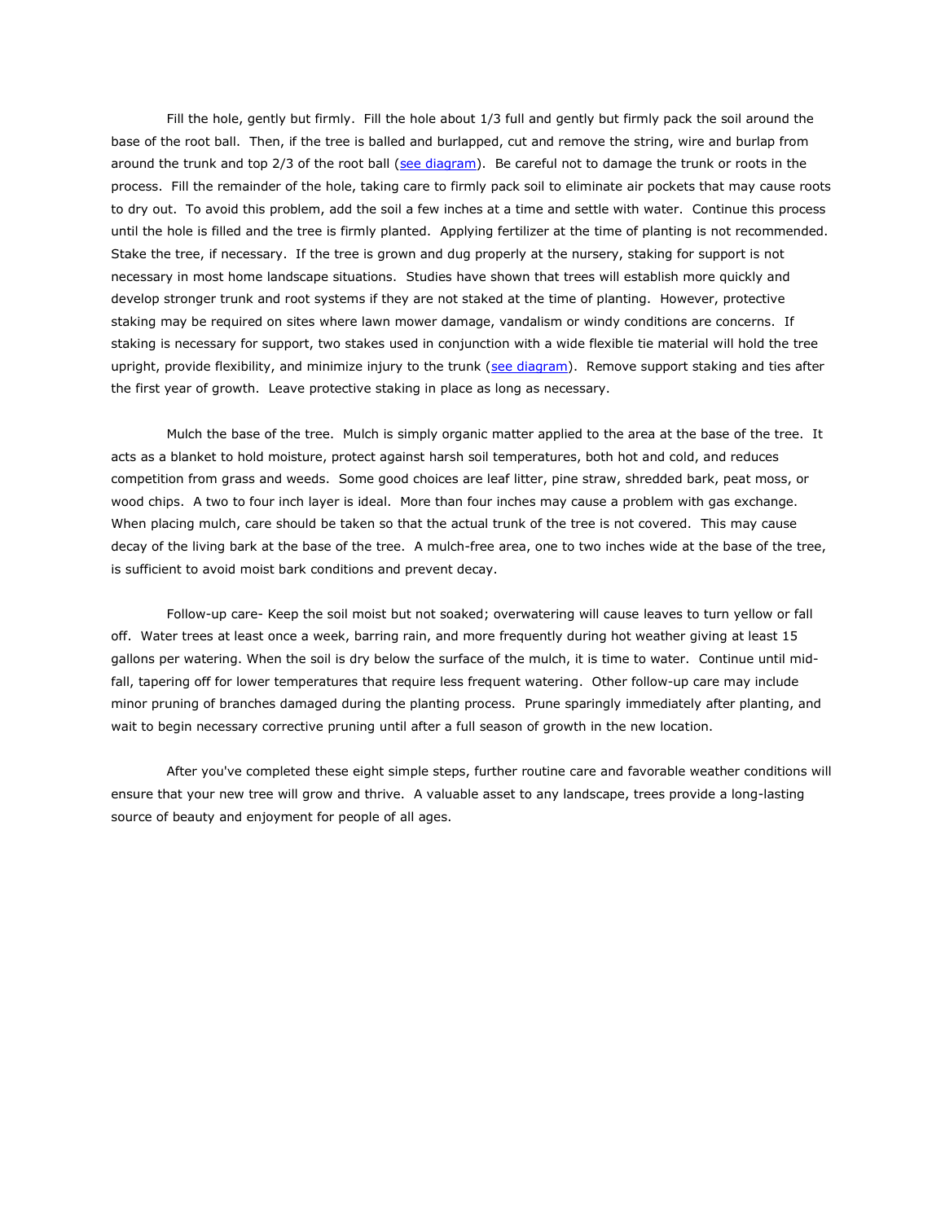Fill the hole, gently but firmly. Fill the hole about 1/3 full and gently but firmly pack the soil around the base of the root ball. Then, if the tree is balled and burlapped, cut and remove the string, wire and burlap from around the trunk and top 2/3 of the root ball (see diagram). Be careful not to damage the trunk or roots in the process. Fill the remainder of the hole, taking care to firmly pack soil to eliminate air pockets that may cause roots to dry out. To avoid this problem, add the soil a few inches at a time and settle with water. Continue this process until the hole is filled and the tree is firmly planted. Applying fertilizer at the time of planting is not recommended. Stake the tree, if necessary. If the tree is grown and dug properly at the nursery, staking for support is not necessary in most home landscape situations. Studies have shown that trees will establish more quickly and develop stronger trunk and root systems if they are not staked at the time of planting. However, protective staking may be required on sites where lawn mower damage, vandalism or windy conditions are concerns. If staking is necessary for support, two stakes used in conjunction with a wide flexible tie material will hold the tree upright, provide flexibility, and minimize injury to the trunk (see diagram). Remove support staking and ties after the first year of growth. Leave protective staking in place as long as necessary.

Mulch the base of the tree. Mulch is simply organic matter applied to the area at the base of the tree. It acts as a blanket to hold moisture, protect against harsh soil temperatures, both hot and cold, and reduces competition from grass and weeds. Some good choices are leaf litter, pine straw, shredded bark, peat moss, or wood chips. A two to four inch layer is ideal. More than four inches may cause a problem with gas exchange. When placing mulch, care should be taken so that the actual trunk of the tree is not covered. This may cause decay of the living bark at the base of the tree. A mulch-free area, one to two inches wide at the base of the tree, is sufficient to avoid moist bark conditions and prevent decay.

Follow-up care- Keep the soil moist but not soaked; overwatering will cause leaves to turn yellow or fall off. Water trees at least once a week, barring rain, and more frequently during hot weather giving at least 15 gallons per watering. When the soil is dry below the surface of the mulch, it is time to water. Continue until mid-fall, tapering off for lower temperatures that require less frequent watering. Other follow-up care may include minor pruning of branches damaged during the planting process. Prune sparingly immediately after planting, and wait to begin necessary corrective pruning until after a full season of growth in the new location.

After you've completed these eight simple steps, further routine care and favorable weather conditions will ensure that your new tree will grow and thrive. A valuable asset to any landscape, trees provide a long-lasting source of beauty and enjoyment for people of all ages.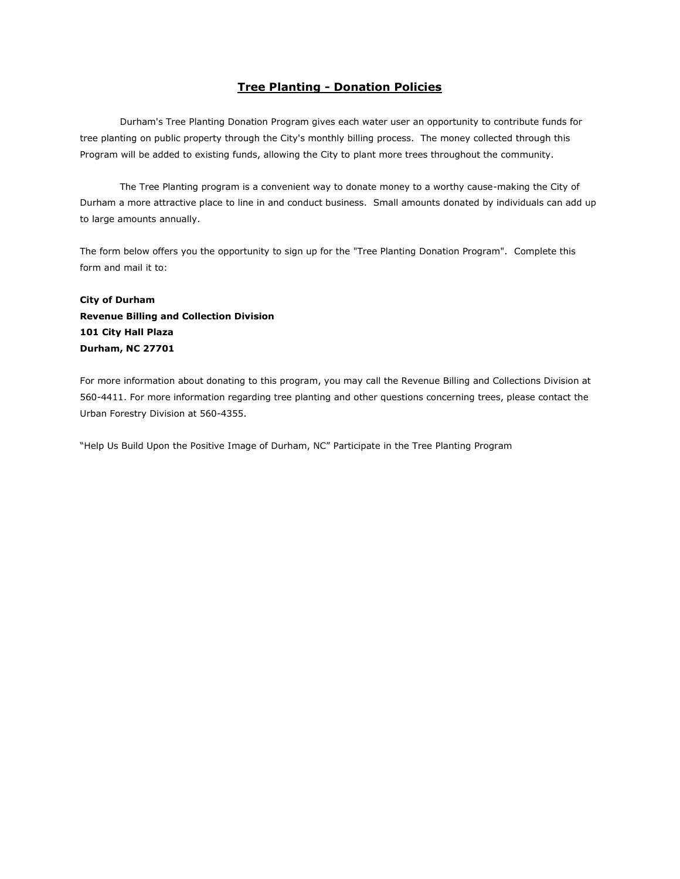## Tree Planting - Donation Policies

Durham's Tree Planting Donation Program gives each water user an opportunity to contribute funds for tree planting on public property through the City's monthly billing process. The money collected through this Program will be added to existing funds, allowing the City to plant more trees throughout the community.

The Tree Planting program is a convenient way to donate money to a worthy cause-making the City of Durham a more attractive place to line in and conduct business. Small amounts donated by individuals can add up to large amounts annually.

The form below offers you the opportunity to sign up for the "Tree Planting Donation Program". Complete this form and mail it to:

**City of Durham**
**Revenue Billing and Collection Division**
**101 City Hall Plaza**
**Durham, NC 27701**

For more information about donating to this program, you may call the Revenue Billing and Collections Division at 560-4411. For more information regarding tree planting and other questions concerning trees, please contact the Urban Forestry Division at 560-4355.

“Help Us Build Upon the Positive Image of Durham, NC” Participate in the Tree Planting Program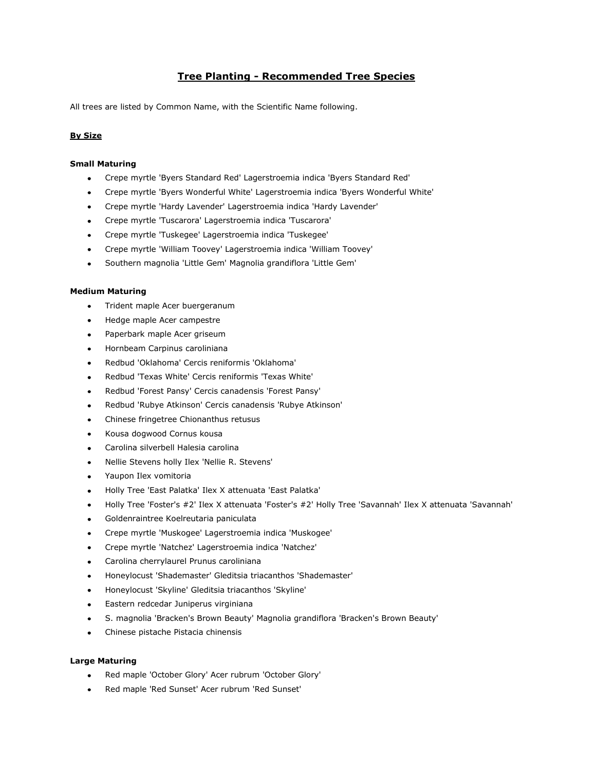# Tree Planting - Recommended Tree Species

All trees are listed by Common Name, with the Scientific Name following.

## By Size

### Small Maturing

- Crepe myrtle 'Byers Standard Red' Lagerstroemia indica 'Byers Standard Red'
- Crepe myrtle 'Byers Wonderful White' Lagerstroemia indica 'Byers Wonderful White'
- Crepe myrtle 'Hardy Lavender' Lagerstroemia indica 'Hardy Lavender'
- Crepe myrtle 'Tuscarora' Lagerstroemia indica 'Tuscarora'
- Crepe myrtle 'Tuskegee' Lagerstroemia indica 'Tuskegee'
- Crepe myrtle 'William Toovey' Lagerstroemia indica 'William Toovey'
- Southern magnolia 'Little Gem' Magnolia grandiflora 'Little Gem'

### Medium Maturing

- Trident maple Acer buergeranum
- Hedge maple Acer campestre
- Paperbark maple Acer griseum
- Hornbeam Carpinus caroliniana
- Redbud 'Oklahoma' Cercis reniformis 'Oklahoma'
- Redbud 'Texas White' Cercis reniformis 'Texas White'
- Redbud 'Forest Pansy' Cercis canadensis 'Forest Pansy'
- Redbud 'Rubye Atkinson' Cercis canadensis 'Rubye Atkinson'
- Chinese fringetree Chionanthus retusus
- Kousa dogwood Cornus kousa
- Carolina silverbell Halesia carolina
- Nellie Stevens holly Ilex 'Nellie R. Stevens'
- Yaupon Ilex vomitoria
- Holly Tree 'East Palatka' Ilex X attenuata 'East Palatka'
- Holly Tree 'Foster's #2' Ilex X attenuata 'Foster's #2' Holly Tree 'Savannah' Ilex X attenuata 'Savannah'
- Goldenraintree Koelreutaria paniculata
- Crepe myrtle 'Muskogee' Lagerstroemia indica 'Muskogee'
- Crepe myrtle 'Natchez' Lagerstroemia indica 'Natchez'
- Carolina cherrylaurel Prunus caroliniana
- Honeylocust 'Shademaster' Gleditsia triacanthos 'Shademaster'
- Honeylocust 'Skyline' Gleditsia triacanthos 'Skyline'
- Eastern redcedar Juniperus virginiana
- S. magnolia 'Bracken's Brown Beauty' Magnolia grandiflora 'Bracken's Brown Beauty'
- Chinese pistache Pistacia chinensis

### Large Maturing

- Red maple 'October Glory' Acer rubrum 'October Glory'
- Red maple 'Red Sunset' Acer rubrum 'Red Sunset'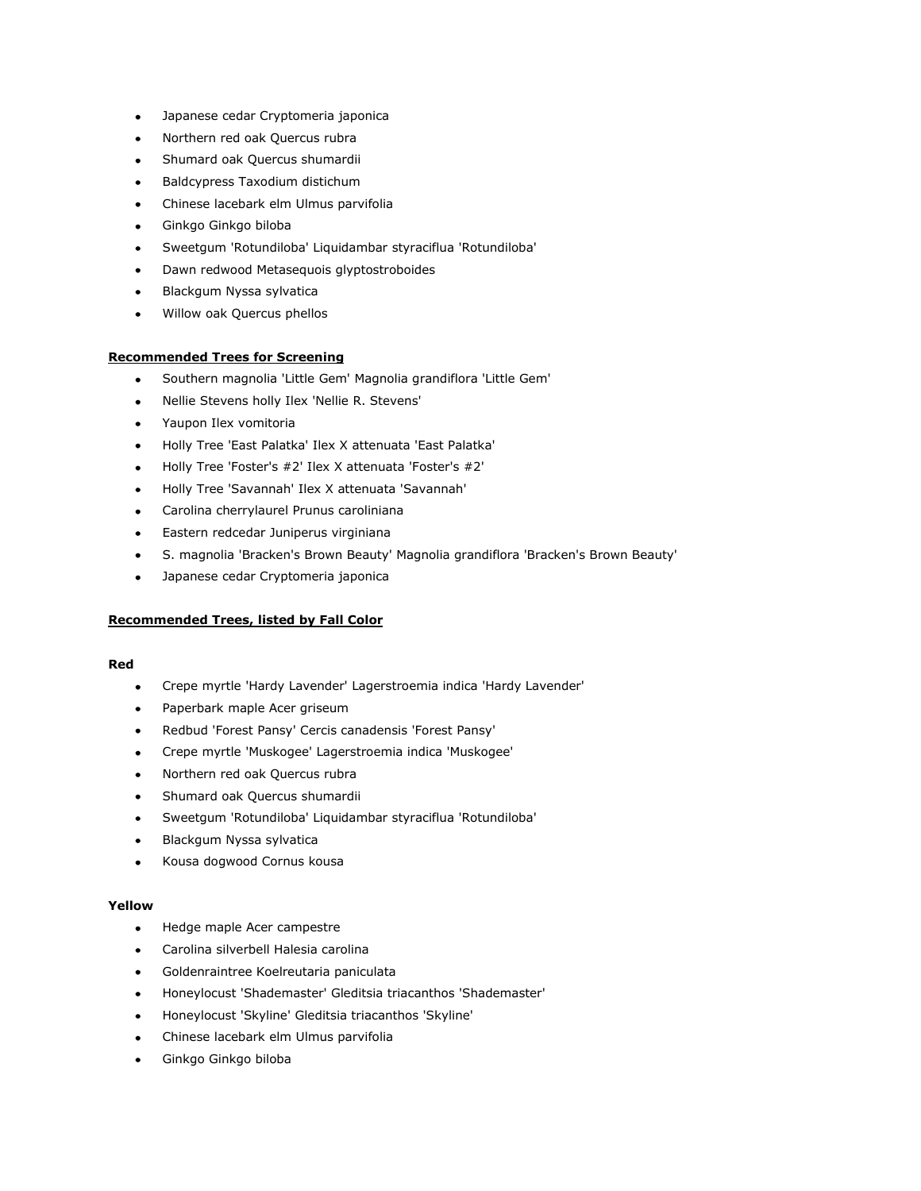- Japanese cedar Cryptomeria japonica
- Northern red oak Quercus rubra
- Shumard oak Quercus shumardii
- Baldcypress Taxodium distichum
- Chinese lacebark elm Ulmus parvifolia
- Ginkgo Ginkgo biloba
- Sweetgum 'Rotundiloba' Liquidambar styraciflua 'Rotundiloba'
- Dawn redwood Metasequois glyptostroboides
- Blackgum Nyssa sylvatica
- Willow oak Quercus phellos

**Recommended Trees for Screening**

- Southern magnolia 'Little Gem' Magnolia grandiflora 'Little Gem'
- Nellie Stevens holly Ilex 'Nellie R. Stevens'
- Yaupon Ilex vomitoria
- Holly Tree 'East Palatka' Ilex X attenuata 'East Palatka'
- Holly Tree 'Foster's #2' Ilex X attenuata 'Foster's #2'
- Holly Tree 'Savannah' Ilex X attenuata 'Savannah'
- Carolina cherrylaurel Prunus caroliniana
- Eastern redcedar Juniperus virginiana
- S. magnolia 'Bracken's Brown Beauty' Magnolia grandiflora 'Bracken's Brown Beauty'
- Japanese cedar Cryptomeria japonica

**Recommended Trees, listed by Fall Color**

**Red**

- Crepe myrtle 'Hardy Lavender' Lagerstroemia indica 'Hardy Lavender'
- Paperbark maple Acer griseum
- Redbud 'Forest Pansy' Cercis canadensis 'Forest Pansy'
- Crepe myrtle 'Muskogee' Lagerstroemia indica 'Muskogee'
- Northern red oak Quercus rubra
- Shumard oak Quercus shumardii
- Sweetgum 'Rotundiloba' Liquidambar styraciflua 'Rotundiloba'
- Blackgum Nyssa sylvatica
- Kousa dogwood Cornus kousa

**Yellow**

- Hedge maple Acer campestre
- Carolina silverbell Halesia carolina
- Goldenraintree Koelreutaria paniculata
- Honeylocust 'Shademaster' Gleditsia triacanthos 'Shademaster'
- Honeylocust 'Skyline' Gleditsia triacanthos 'Skyline'
- Chinese lacebark elm Ulmus parvifolia
- Ginkgo Ginkgo biloba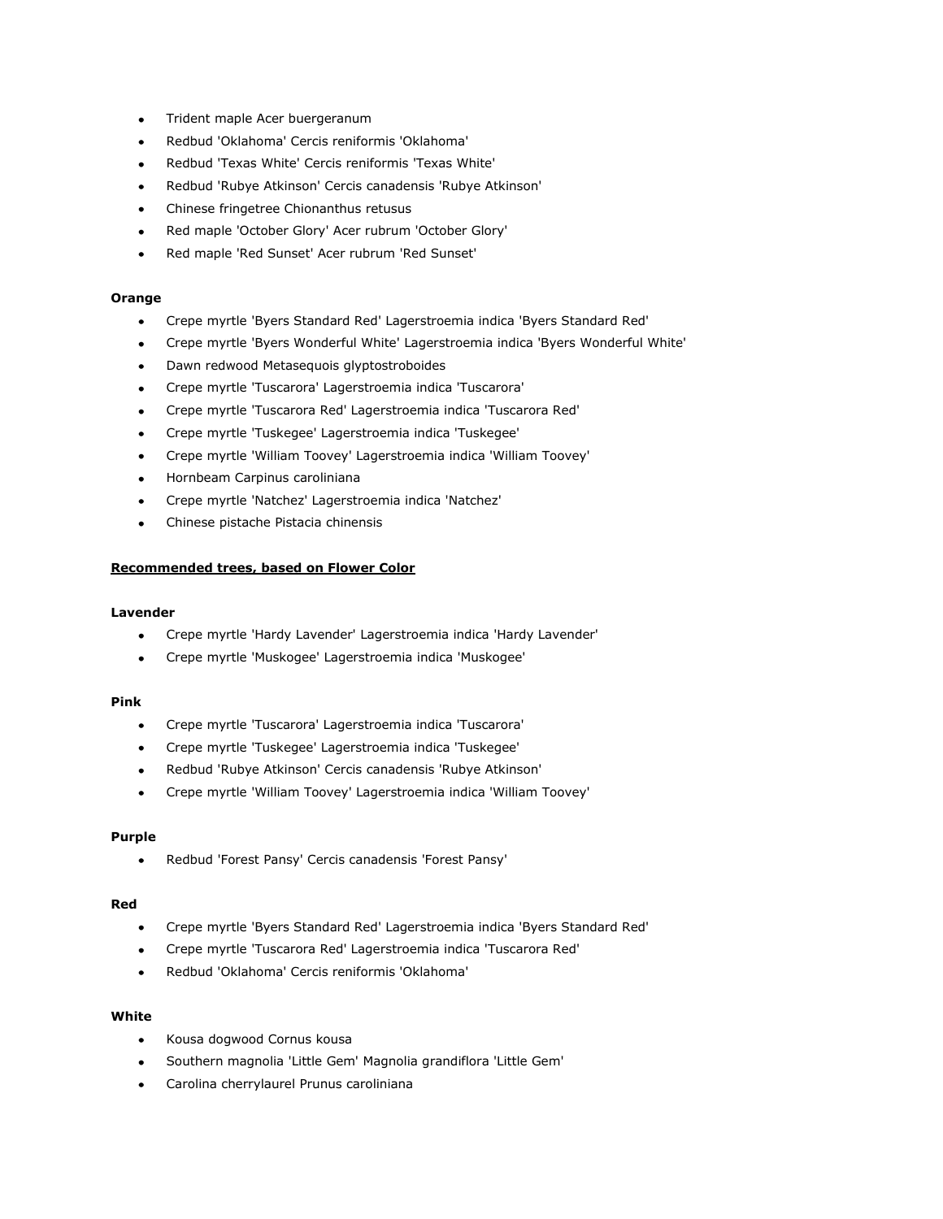- Trident maple Acer buergeranum
- Redbud 'Oklahoma' Cercis reniformis 'Oklahoma'
- Redbud 'Texas White' Cercis reniformis 'Texas White'
- Redbud 'Rubye Atkinson' Cercis canadensis 'Rubye Atkinson'
- Chinese fringetree Chionanthus retusus
- Red maple 'October Glory' Acer rubrum 'October Glory'
- Red maple 'Red Sunset' Acer rubrum 'Red Sunset'

**Orange**

- Crepe myrtle 'Byers Standard Red' Lagerstroemia indica 'Byers Standard Red'
- Crepe myrtle 'Byers Wonderful White' Lagerstroemia indica 'Byers Wonderful White'
- Dawn redwood Metasequois glyptostroboides
- Crepe myrtle 'Tuscarora' Lagerstroemia indica 'Tuscarora'
- Crepe myrtle 'Tuscarora Red' Lagerstroemia indica 'Tuscarora Red'
- Crepe myrtle 'Tuskegee' Lagerstroemia indica 'Tuskegee'
- Crepe myrtle 'William Toovey' Lagerstroemia indica 'William Toovey'
- Hornbeam Carpinus caroliniana
- Crepe myrtle 'Natchez' Lagerstroemia indica 'Natchez'
- Chinese pistache Pistacia chinensis

**Recommended trees, based on Flower Color**

**Lavender**

- Crepe myrtle 'Hardy Lavender' Lagerstroemia indica 'Hardy Lavender'
- Crepe myrtle 'Muskogee' Lagerstroemia indica 'Muskogee'

**Pink**

- Crepe myrtle 'Tuscarora' Lagerstroemia indica 'Tuscarora'
- Crepe myrtle 'Tuskegee' Lagerstroemia indica 'Tuskegee'
- Redbud 'Rubye Atkinson' Cercis canadensis 'Rubye Atkinson'
- Crepe myrtle 'William Toovey' Lagerstroemia indica 'William Toovey'

**Purple**

- Redbud 'Forest Pansy' Cercis canadensis 'Forest Pansy'

**Red**

- Crepe myrtle 'Byers Standard Red' Lagerstroemia indica 'Byers Standard Red'
- Crepe myrtle 'Tuscarora Red' Lagerstroemia indica 'Tuscarora Red'
- Redbud 'Oklahoma' Cercis reniformis 'Oklahoma'

**White**

- Kousa dogwood Cornus kousa
- Southern magnolia 'Little Gem' Magnolia grandiflora 'Little Gem'
- Carolina cherrylaurel Prunus caroliniana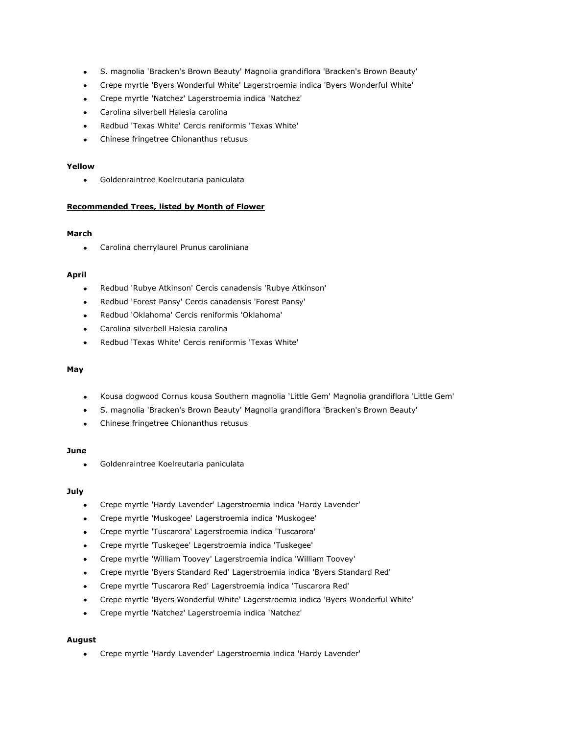- S. magnolia 'Bracken's Brown Beauty' Magnolia grandiflora 'Bracken's Brown Beauty'
- Crepe myrtle 'Byers Wonderful White' Lagerstroemia indica 'Byers Wonderful White'
- Crepe myrtle 'Natchez' Lagerstroemia indica 'Natchez'
- Carolina silverbell Halesia carolina
- Redbud 'Texas White' Cercis reniformis 'Texas White'
- Chinese fringetree Chionanthus retusus

**Yellow**

- Goldenraintree Koelreutaria paniculata

**Recommended Trees, listed by Month of Flower**

**March**

- Carolina cherrylaurel Prunus caroliniana

**April**

- Redbud 'Rubye Atkinson' Cercis canadensis 'Rubye Atkinson'
- Redbud 'Forest Pansy' Cercis canadensis 'Forest Pansy'
- Redbud 'Oklahoma' Cercis reniformis 'Oklahoma'
- Carolina silverbell Halesia carolina
- Redbud 'Texas White' Cercis reniformis 'Texas White'

**May**

- Kousa dogwood Cornus kousa Southern magnolia 'Little Gem' Magnolia grandiflora 'Little Gem'
- S. magnolia 'Bracken's Brown Beauty' Magnolia grandiflora 'Bracken's Brown Beauty'
- Chinese fringetree Chionanthus retusus

**June**

- Goldenraintree Koelreutaria paniculata

**July**

- Crepe myrtle 'Hardy Lavender' Lagerstroemia indica 'Hardy Lavender'
- Crepe myrtle 'Muskogee' Lagerstroemia indica 'Muskogee'
- Crepe myrtle 'Tuscarora' Lagerstroemia indica 'Tuscarora'
- Crepe myrtle 'Tuskegee' Lagerstroemia indica 'Tuskegee'
- Crepe myrtle 'William Toovey' Lagerstroemia indica 'William Toovey'
- Crepe myrtle 'Byers Standard Red' Lagerstroemia indica 'Byers Standard Red'
- Crepe myrtle 'Tuscarora Red' Lagerstroemia indica 'Tuscarora Red'
- Crepe myrtle 'Byers Wonderful White' Lagerstroemia indica 'Byers Wonderful White'
- Crepe myrtle 'Natchez' Lagerstroemia indica 'Natchez'

**August**

- Crepe myrtle 'Hardy Lavender' Lagerstroemia indica 'Hardy Lavender'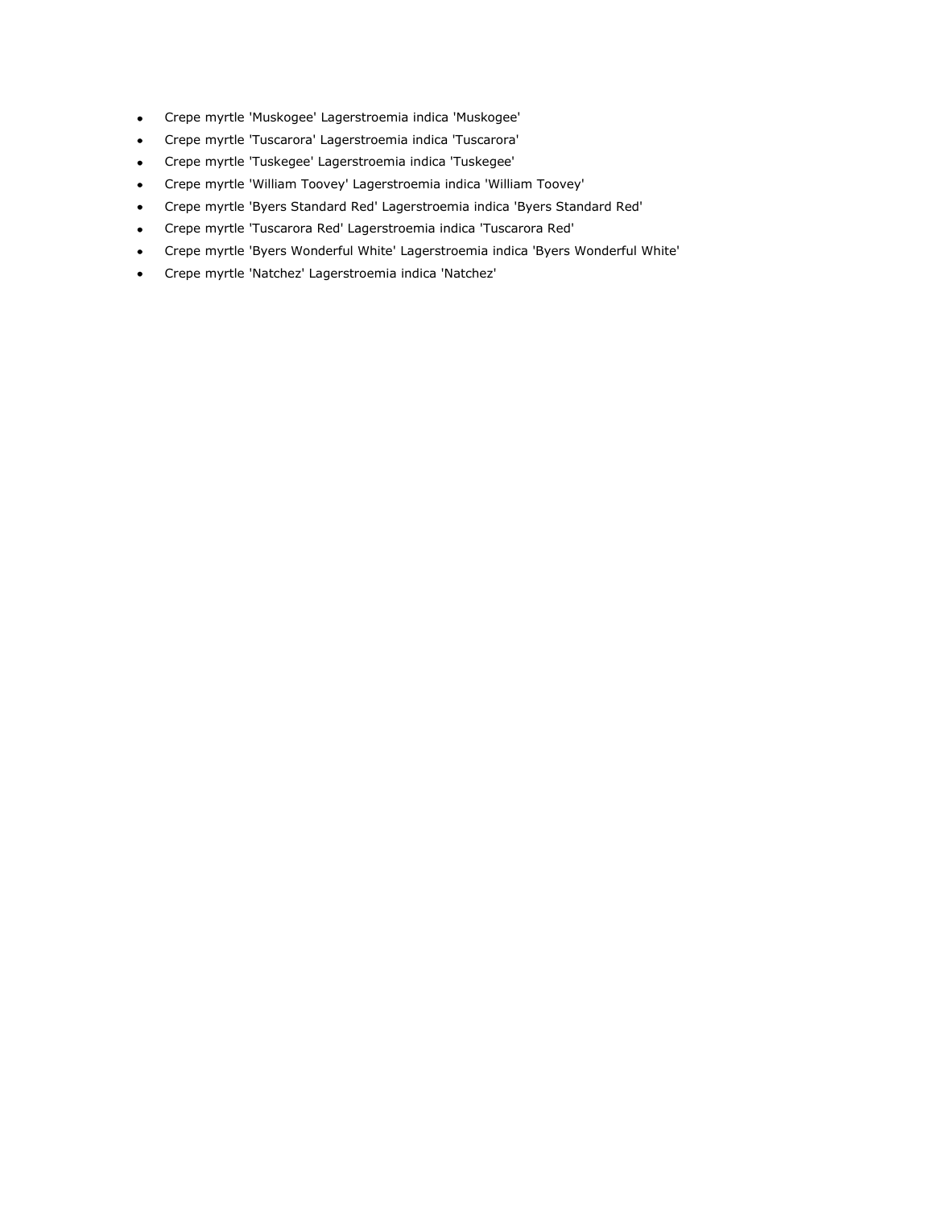- Crepe myrtle 'Muskogee' Lagerstroemia indica 'Muskogee'
- Crepe myrtle 'Tuscarora' Lagerstroemia indica 'Tuscarora'
- Crepe myrtle 'Tuskegee' Lagerstroemia indica 'Tuskegee'
- Crepe myrtle 'William Toovey' Lagerstroemia indica 'William Toovey'
- Crepe myrtle 'Byers Standard Red' Lagerstroemia indica 'Byers Standard Red'
- Crepe myrtle 'Tuscarora Red' Lagerstroemia indica 'Tuscarora Red'
- Crepe myrtle 'Byers Wonderful White' Lagerstroemia indica 'Byers Wonderful White'
- Crepe myrtle 'Natchez' Lagerstroemia indica 'Natchez'